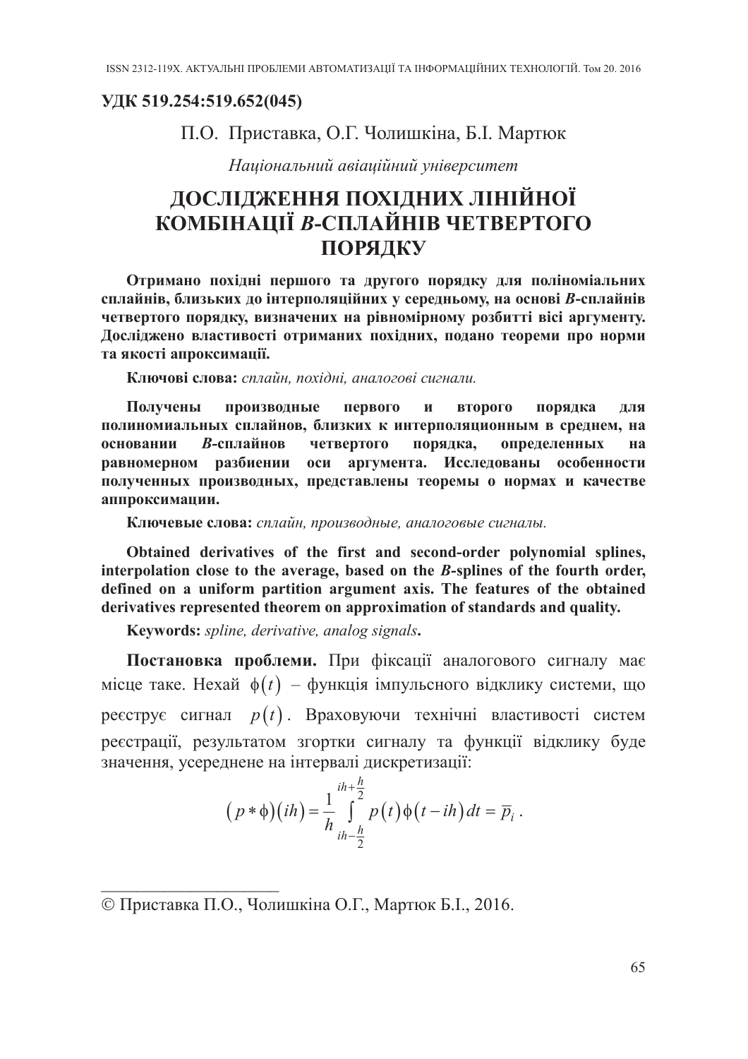**УДК 519.254:519.652(045)**

П.О. Приставка, О.Г. Чолишкіна, Б.І. Мартюк

*Національний авіаційний університет*

# ДОСЛІДЖЕННЯ ПОХІДНИХ ЛІНІЙНОЇ КОМБІНАЦІЇ *B*-СПЛАЙНІВ ЧЕТВЕРТОГО ПОРЯДКУ

**Отримано похідні першого та другого порядку для поліноміальних сплайнів, близьких до інтерполяційних у середньому, на основі *B*-сплайнів четвертого порядку, визначених на рівномірному розбитті вісі аргументу. Досліджено властивості отриманих похідних, подано теореми про норми та якості апроксимації.**

**Ключові слова:** *сплайн, похідні, аналогові сигнали.*

**Получены производные первого и второго порядка для полиномиальных сплайнов, близких к интерполяционным в среднем, на основании *B*-сплайнов четвертого порядка, определенных на равномерном разбиении оси аргумента. Исследованы особенности полученных производных, представлены теоремы о нормах и качестве аппроксимации.**

**Ключевые слова:** *сплайн, производные, аналоговые сигналы.*

**Obtained derivatives of the first and second-order polynomial splines, interpolation close to the average, based on the *B*-splines of the fourth order, defined on a uniform partition argument axis. The features of the obtained derivatives represented theorem on approximation of standards and quality.**

**Keywords:** *spline, derivative, analog signals***.**

**Постановка проблеми.** При фіксації аналогового сигналу має місце таке. Нехай $\phi(t)$ – функція імпульсного відклику системи, що реєструє сигнал $p(t)$. Враховуючи технічні властивості систем реєстрації, результатом згортки сигналу та функції відклику буде значення, усереднене на інтервалі дискретизації:

$$(p*\phi)(ih)=\frac{1}{h}\int\limits_{ih-\frac{h}{2}}^{ih+\frac{h}{2}} p(t)\phi(t-ih)\,dt=\overline{p}_i\,.$$

---

© Приставка П.О., Чолишкіна О.Г., Мартюк Б.І., 2016.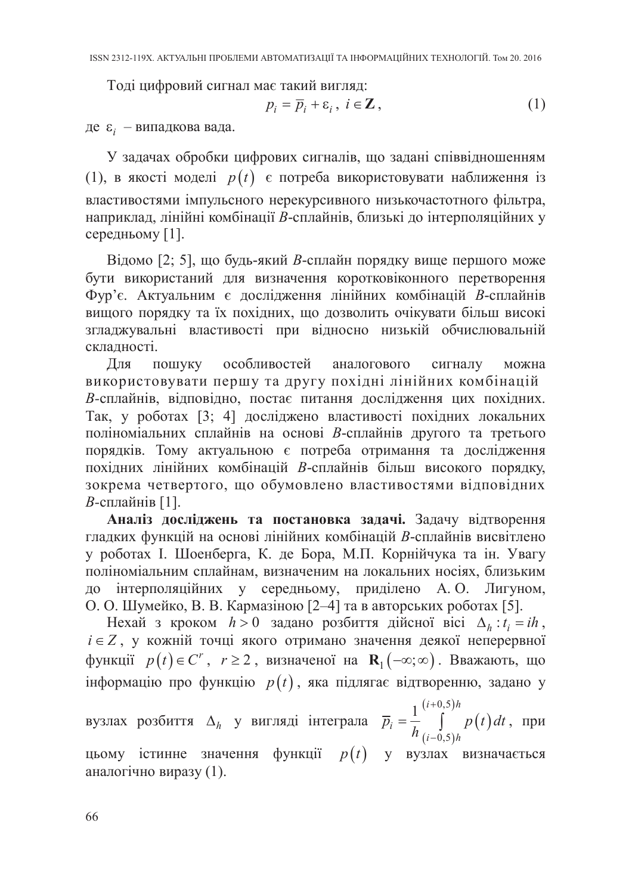Тоді цифровий сигнал має такий вигляд:

$$p_i = \overline{p}_i + \varepsilon_i, \; i \in \mathbf{Z}, \tag{1}$$

де $\varepsilon_i$ – випадкова вада.

У задачах обробки цифрових сигналів, що задані співвідношенням (1), в якості моделі $p(t)$ є потреба використовувати наближення із властивостями імпульсного нерекурсивного низькочастотного фільтра, наприклад, лінійні комбінації *B*-сплайнів, близькі до інтерполяційних у середньому [1].

Відомо [2; 5], що будь-який *B*-сплайн порядку вище першого може бути використаний для визначення коротковіконного перетворення Фур'є. Актуальним є дослідження лінійних комбінацій *B*-сплайнів вищого порядку та їх похідних, що дозволить очікувати більш високі згладжувальні властивості при відносно низькій обчислювальній складності.

Для пошуку особливостей аналогового сигналу можна використовувати першу та другу похідні лінійних комбінацій *B*-сплайнів, відповідно, постає питання дослідження цих похідних. Так, у роботах [3; 4] досліджено властивості похідних локальних поліноміальних сплайнів на основі *B*-сплайнів другого та третього порядків. Тому актуальною є потреба отримання та дослідження похідних лінійних комбінацій *B*-сплайнів більш високого порядку, зокрема четвертого, що обумовлено властивостями відповідних *B*-сплайнів [1].

**Аналіз досліджень та постановка задачі.** Задачу відтворення гладких функцій на основі лінійних комбінацій *B*-сплайнів висвітлено у роботах І. Шоенберга, К. де Бора, М.П. Корнійчука та ін. Увагу поліноміальним сплайнам, визначеним на локальних носіях, близьким до інтерполяційних у середньому, приділено А. О. Лигуном, О. О. Шумейко, В. В. Кармазіною [2–4] та в авторських роботах [5].

Нехай з кроком $h > 0$ задано розбиття дійсної вісі $\Delta_h : t_i = ih$, $i \in Z$, у кожній точці якого отримано значення деякої неперервної функції $p(t) \in C^r$, $r \geq 2$, визначеної на $\mathbf{R}_1(-\infty;\infty)$. Вважають, що інформацію про функцію $p(t)$, яка підлягає відтворенню, задано у вузлах розбиття $\Delta_h$ у вигляді інтеграла $\overline{p}_i = \frac{1}{h}\int\limits_{(i-0,5)h}^{(i+0,5)h} p(t)\,dt$, при цьому істинне значення функції $p(t)$ у вузлах визначається аналогічно виразу (1).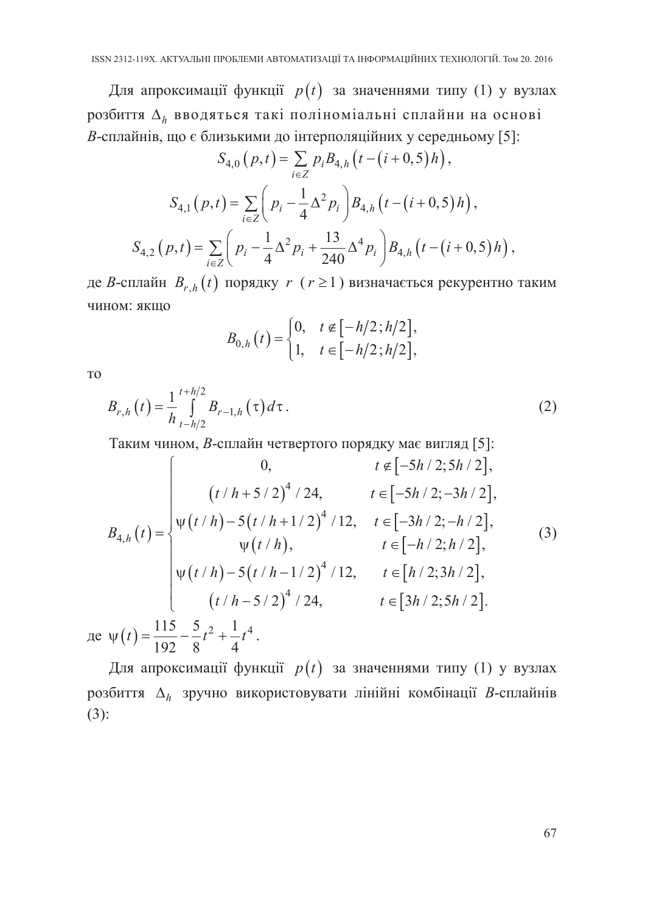Для апроксимації функції $p(t)$ за значеннями типу (1) у вузлах розбиття $\Delta_h$ вводяться такі поліноміальні сплайни на основі $B$-сплайнів, що є близькими до інтерполяційних у середньому [5]:

$$S_{4,0}(p,t) = \sum_{i \in Z} p_i B_{4,h}\left(t - (i+0,5)h\right),$$

$$S_{4,1}(p,t) = \sum_{i \in Z} \left( p_i - \frac{1}{4}\Delta^2 p_i \right) B_{4,h}\left(t - (i+0,5)h\right),$$

$$S_{4,2}(p,t) = \sum_{i \in Z} \left( p_i - \frac{1}{4}\Delta^2 p_i + \frac{13}{240}\Delta^4 p_i \right) B_{4,h}\left(t - (i+0,5)h\right),$$

де $B$-сплайн $B_{r,h}(t)$ порядку $r$ ($r \geq 1$) визначається рекурентно таким чином: якщо

$$B_{0,h}(t) = \begin{cases} 0, & t \notin [-h/2; h/2], \\ 1, & t \in [-h/2; h/2], \end{cases}$$

то

$$B_{r,h}(t) = \frac{1}{h} \int_{t-h/2}^{t+h/2} B_{r-1,h}(\tau)\, d\tau. \tag{2}$$

Таким чином, $B$-сплайн четвертого порядку має вигляд [5]:

$$B_{4,h}(t) = \begin{cases} 0, & t \notin [-5h/2; 5h/2], \\ (t/h + 5/2)^4 / 24, & t \in [-5h/2; -3h/2], \\ \psi(t/h) - 5(t/h + 1/2)^4 / 12, & t \in [-3h/2; -h/2], \\ \psi(t/h), & t \in [-h/2; h/2], \\ \psi(t/h) - 5(t/h - 1/2)^4 / 12, & t \in [h/2; 3h/2], \\ (t/h - 5/2)^4 / 24, & t \in [3h/2; 5h/2]. \end{cases} \tag{3}$$

де $\psi(t) = \dfrac{115}{192} - \dfrac{5}{8}t^2 + \dfrac{1}{4}t^4$.

Для апроксимації функції $p(t)$ за значеннями типу (1) у вузлах розбиття $\Delta_h$ зручно використовувати лінійні комбінації $B$-сплайнів (3):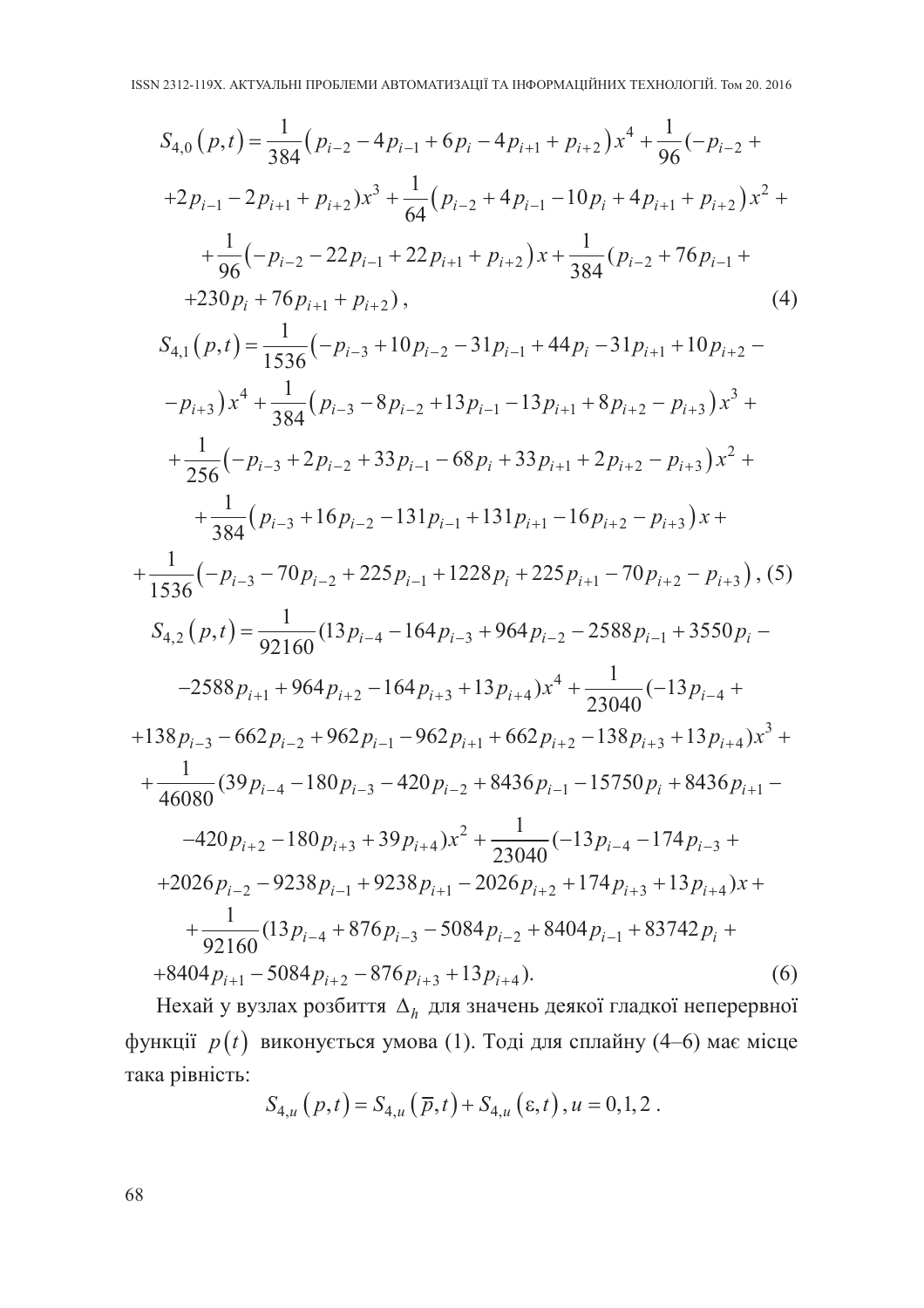$$S_{4,0}(p,t)=\frac{1}{384}\left(p_{i-2}-4p_{i-1}+6p_i-4p_{i+1}+p_{i+2}\right)x^4+\frac{1}{96}(-p_{i-2}+$$
$$+2p_{i-1}-2p_{i+1}+p_{i+2})x^3+\frac{1}{64}\left(p_{i-2}+4p_{i-1}-10p_i+4p_{i+1}+p_{i+2}\right)x^2+$$
$$+\frac{1}{96}\left(-p_{i-2}-22p_{i-1}+22p_{i+1}+p_{i+2}\right)x+\frac{1}{384}(p_{i-2}+76p_{i-1}+$$
$$+230p_i+76p_{i+1}+p_{i+2}), \tag{4}$$

$$S_{4,1}(p,t)=\frac{1}{1536}\left(-p_{i-3}+10p_{i-2}-31p_{i-1}+44p_i-31p_{i+1}+10p_{i+2}-\right.$$
$$\left.-p_{i+3}\right)x^4+\frac{1}{384}\left(p_{i-3}-8p_{i-2}+13p_{i-1}-13p_{i+1}+8p_{i+2}-p_{i+3}\right)x^3+$$
$$+\frac{1}{256}\left(-p_{i-3}+2p_{i-2}+33p_{i-1}-68p_i+33p_{i+1}+2p_{i+2}-p_{i+3}\right)x^2+$$
$$+\frac{1}{384}\left(p_{i-3}+16p_{i-2}-131p_{i-1}+131p_{i+1}-16p_{i+2}-p_{i+3}\right)x+$$
$$+\frac{1}{1536}\left(-p_{i-3}-70p_{i-2}+225p_{i-1}+1228p_i+225p_{i+1}-70p_{i+2}-p_{i+3}\right), \tag{5}$$

$$S_{4,2}(p,t)=\frac{1}{92160}(13p_{i-4}-164p_{i-3}+964p_{i-2}-2588p_{i-1}+3550p_i-$$
$$-2588p_{i+1}+964p_{i+2}-164p_{i+3}+13p_{i+4})x^4+\frac{1}{23040}(-13p_{i-4}+$$
$$+138p_{i-3}-662p_{i-2}+962p_{i-1}-962p_{i+1}+662p_{i+2}-138p_{i+3}+13p_{i+4})x^3+$$
$$+\frac{1}{46080}(39p_{i-4}-180p_{i-3}-420p_{i-2}+8436p_{i-1}-15750p_i+8436p_{i+1}-$$
$$-420p_{i+2}-180p_{i+3}+39p_{i+4})x^2+\frac{1}{23040}(-13p_{i-4}-174p_{i-3}+$$
$$+2026p_{i-2}-9238p_{i-1}+9238p_{i+1}-2026p_{i+2}+174p_{i+3}+13p_{i+4})x+$$
$$+\frac{1}{92160}(13p_{i-4}+876p_{i-3}-5084p_{i-2}+8404p_{i-1}+83742p_i+$$
$$+8404p_{i+1}-5084p_{i+2}-876p_{i+3}+13p_{i+4}). \tag{6}$$

Нехай у вузлах розбиття $\Delta_h$ для значень деякої гладкої неперервної функції $p(t)$ виконується умова (1). Тоді для сплайну (4–6) має місце така рівність:

$$S_{4,u}(p,t)=S_{4,u}(\overline{p},t)+S_{4,u}(\varepsilon,t),\, u=0,1,2\,.$$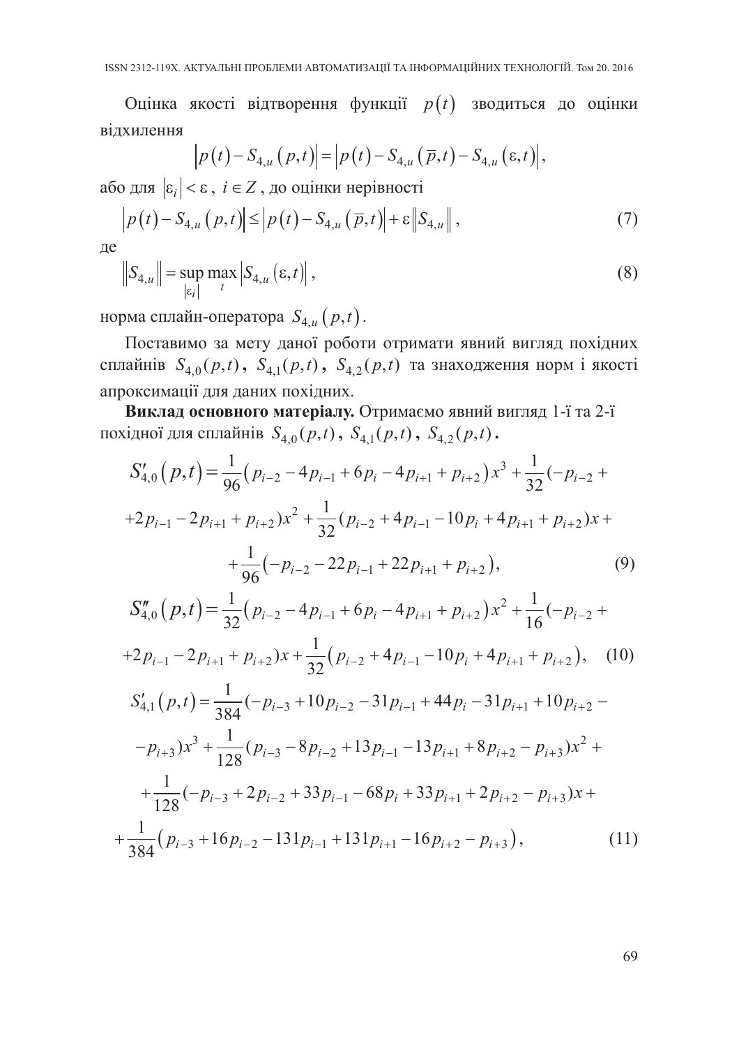Оцінка якості відтворення функції $p(t)$ зводиться до оцінки відхилення

$$\left|p(t)-S_{4,u}(p,t)\right|=\left|p(t)-S_{4,u}(\overline{p},t)-S_{4,u}(\varepsilon,t)\right|,$$

або для $|\varepsilon_i|<\varepsilon$, $i\in Z$, до оцінки нерівності

$$\left|p(t)-S_{4,u}(p,t)\right|\le\left|p(t)-S_{4,u}(\overline{p},t)\right|+\varepsilon\left\|S_{4,u}\right\|, \tag{7}$$

де

$$\left\|S_{4,u}\right\|=\sup_{|\varepsilon_i|}\max_{t}\left|S_{4,u}(\varepsilon,t)\right|, \tag{8}$$

норма сплайн-оператора $S_{4,u}(p,t)$.

Поставимо за мету даної роботи отримати явний вигляд похідних сплайнів $S_{4,0}(p,t)$, $S_{4,1}(p,t)$, $S_{4,2}(p,t)$ та знаходження норм і якості апроксимації для даних похідних.

**Виклад основного матеріалу.** Отримаємо явний вигляд 1-ї та 2-ї похідної для сплайнів $S_{4,0}(p,t)$, $S_{4,1}(p,t)$, $S_{4,2}(p,t)$.

$$\begin{aligned}S'_{4,0}(p,t)&=\frac{1}{96}\left(p_{i-2}-4p_{i-1}+6p_i-4p_{i+1}+p_{i+2}\right)x^3+\frac{1}{32}(-p_{i-2}+\\&+2p_{i-1}-2p_{i+1}+p_{i+2})x^2+\frac{1}{32}(p_{i-2}+4p_{i-1}-10p_i+4p_{i+1}+p_{i+2})x+\\&+\frac{1}{96}\left(-p_{i-2}-22p_{i-1}+22p_{i+1}+p_{i+2}\right),\end{aligned} \tag{9}$$

$$\begin{aligned}S''_{4,0}(p,t)&=\frac{1}{32}\left(p_{i-2}-4p_{i-1}+6p_i-4p_{i+1}+p_{i+2}\right)x^2+\frac{1}{16}(-p_{i-2}+\\&+2p_{i-1}-2p_{i+1}+p_{i+2})x+\frac{1}{32}\left(p_{i-2}+4p_{i-1}-10p_i+4p_{i+1}+p_{i+2}\right),\end{aligned} \tag{10}$$

$$\begin{aligned}S'_{4,1}(p,t)&=\frac{1}{384}(-p_{i-3}+10p_{i-2}-31p_{i-1}+44p_i-31p_{i+1}+10p_{i+2}-\\&-p_{i+3})x^3+\frac{1}{128}(p_{i-3}-8p_{i-2}+13p_{i-1}-13p_{i+1}+8p_{i+2}-p_{i+3})x^2+\\&+\frac{1}{128}(-p_{i-3}+2p_{i-2}+33p_{i-1}-68p_i+33p_{i+1}+2p_{i+2}-p_{i+3})x+\\&+\frac{1}{384}\left(p_{i-3}+16p_{i-2}-131p_{i-1}+131p_{i+1}-16p_{i+2}-p_{i+3}\right),\end{aligned} \tag{11}$$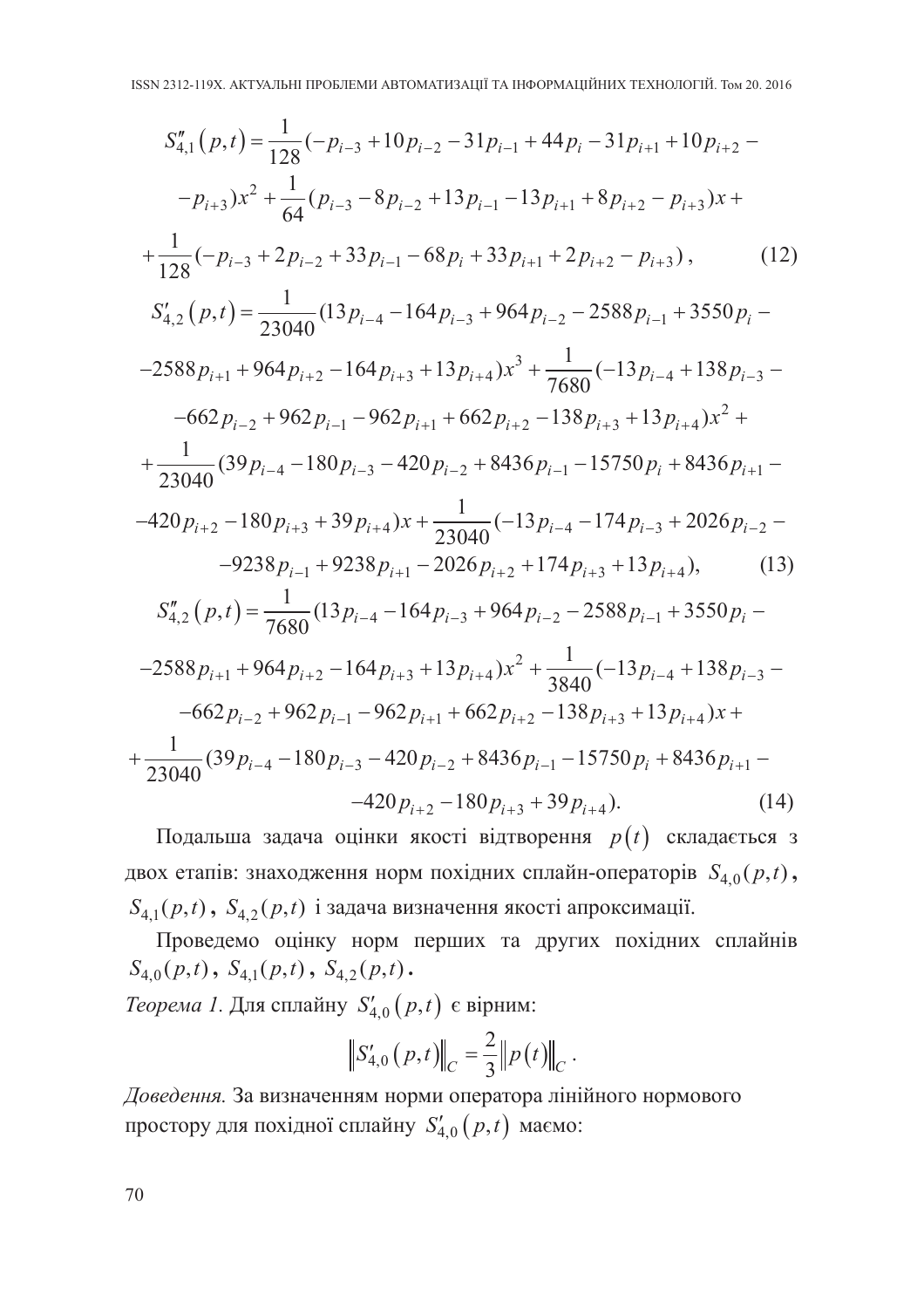$$S''_{4,1}(p,t) = \frac{1}{128}(-p_{i-3} + 10p_{i-2} - 31p_{i-1} + 44p_i - 31p_{i+1} + 10p_{i+2} -$$

$$-p_{i+3})x^2 + \frac{1}{64}(p_{i-3} - 8p_{i-2} + 13p_{i-1} - 13p_{i+1} + 8p_{i+2} - p_{i+3})x +$$

$$+\frac{1}{128}(-p_{i-3} + 2p_{i-2} + 33p_{i-1} - 68p_i + 33p_{i+1} + 2p_{i+2} - p_{i+3}), \qquad (12)$$

$$S'_{4,2}(p,t) = \frac{1}{23040}(13p_{i-4} - 164p_{i-3} + 964p_{i-2} - 2588p_{i-1} + 3550p_i -$$

$$-2588p_{i+1} + 964p_{i+2} - 164p_{i+3} + 13p_{i+4})x^3 + \frac{1}{7680}(-13p_{i-4} + 138p_{i-3} -$$

$$-662p_{i-2} + 962p_{i-1} - 962p_{i+1} + 662p_{i+2} - 138p_{i+3} + 13p_{i+4})x^2 +$$

$$+\frac{1}{23040}(39p_{i-4} - 180p_{i-3} - 420p_{i-2} + 8436p_{i-1} - 15750p_i + 8436p_{i+1} -$$

$$-420p_{i+2} - 180p_{i+3} + 39p_{i+4})x + \frac{1}{23040}(-13p_{i-4} - 174p_{i-3} + 2026p_{i-2} -$$

$$-9238p_{i-1} + 9238p_{i+1} - 2026p_{i+2} + 174p_{i+3} + 13p_{i+4}), \qquad (13)$$

$$S''_{4,2}(p,t) = \frac{1}{7680}(13p_{i-4} - 164p_{i-3} + 964p_{i-2} - 2588p_{i-1} + 3550p_i -$$

$$-2588p_{i+1} + 964p_{i+2} - 164p_{i+3} + 13p_{i+4})x^2 + \frac{1}{3840}(-13p_{i-4} + 138p_{i-3} -$$

$$-662p_{i-2} + 962p_{i-1} - 962p_{i+1} + 662p_{i+2} - 138p_{i+3} + 13p_{i+4})x +$$

$$+\frac{1}{23040}(39p_{i-4} - 180p_{i-3} - 420p_{i-2} + 8436p_{i-1} - 15750p_i + 8436p_{i+1} -$$

$$-420p_{i+2} - 180p_{i+3} + 39p_{i+4}). \qquad (14)$$

Подальша задача оцінки якості відтворення $p(t)$ складається з двох етапів: знаходження норм похідних сплайн-операторів $S_{4,0}(p,t)$, $S_{4,1}(p,t)$, $S_{4,2}(p,t)$ і задача визначення якості апроксимації.

Проведемо оцінку норм перших та других похідних сплайнів $S_{4,0}(p,t)$, $S_{4,1}(p,t)$, $S_{4,2}(p,t)$.

*Теорема 1.* Для сплайну $S'_{4,0}(p,t)$ є вірним:

$$\left\| S'_{4,0}(p,t) \right\|_C = \frac{2}{3} \left\| p(t) \right\|_C .$$

*Доведення.* За визначенням норми оператора лінійного нормового простору для похідної сплайну $S'_{4,0}(p,t)$ маємо: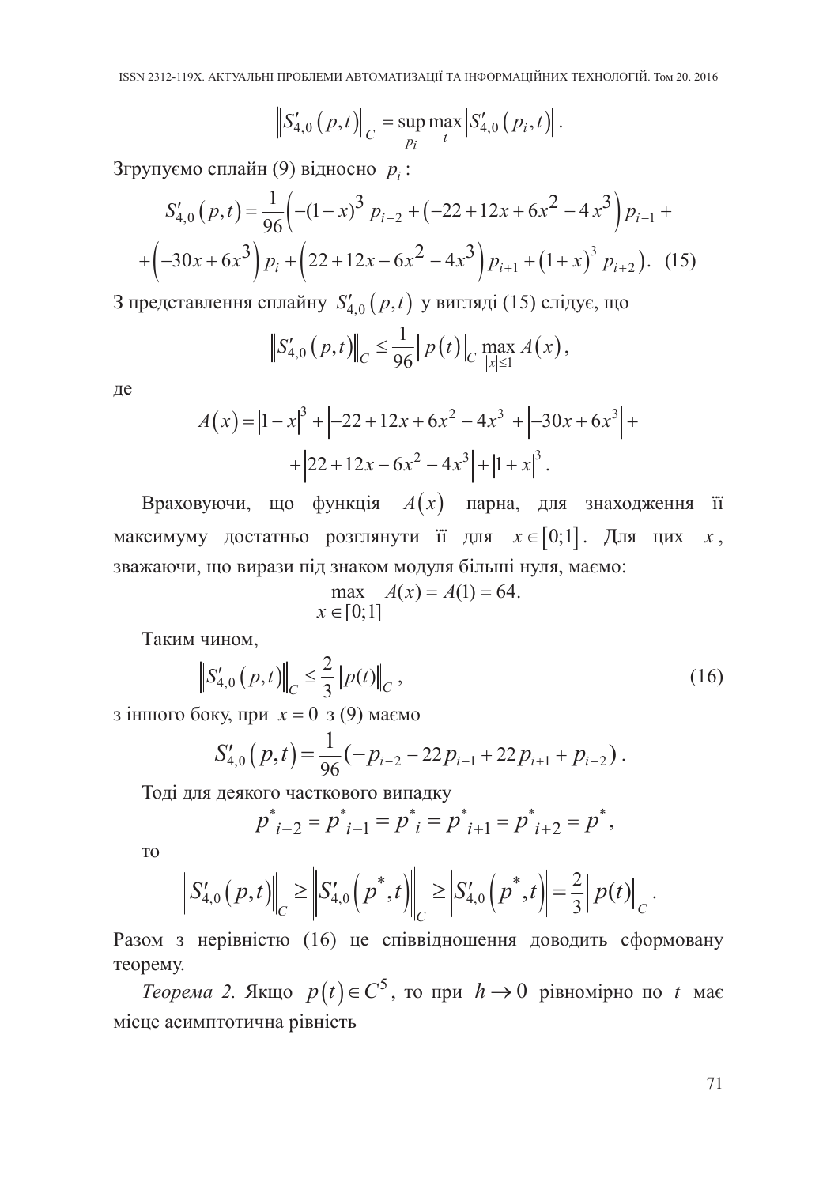$$\left\| S'_{4,0}\left(p,t\right) \right\|_C = \sup_{p_i} \max_t \left| S'_{4,0}\left(p_i,t\right) \right|.$$

Згрупуємо сплайн (9) відносно $p_i$:

$$S'_{4,0}\left(p,t\right) = \frac{1}{96}\Big( -(1-x)^3\, p_{i-2} + \left(-22+12x+6x^2-4x^3\right) p_{i-1} +$$
$$+\left(-30x+6x^3\right) p_i + \left(22+12x-6x^2-4x^3\right) p_{i+1} + \left(1+x\right)^3 p_{i+2} \Big). \quad (15)$$

З представлення сплайну $S'_{4,0}\left(p,t\right)$ у вигляді (15) слідує, що

$$\left\| S'_{4,0}\left(p,t\right) \right\|_C \le \frac{1}{96} \left\| p\left(t\right) \right\|_C \max_{|x|\le 1} A\left(x\right),$$

де

$$A\left(x\right) = \left|1-x\right|^3 + \left|-22+12x+6x^2-4x^3\right| + \left|-30x+6x^3\right| +$$
$$+\left|22+12x-6x^2-4x^3\right| + \left|1+x\right|^3.$$

Враховуючи, що функція $A\left(x\right)$ парна, для знаходження її максимуму достатньо розглянути її для $x \in \left[0;1\right]$. Для цих $x$, зважаючи, що вирази під знаком модуля більші нуля, маємо:

$$\max_{x \in [0;1]} A(x) = A(1) = 64.$$

Таким чином,

$$\left\| S'_{4,0}\left(p,t\right) \right\|_C \le \frac{2}{3} \left\| p(t) \right\|_C, \quad (16)$$

з іншого боку, при $x = 0$ з (9) маємо

$$S'_{4,0}\left(p,t\right) = \frac{1}{96}\left(-p_{i-2} - 22p_{i-1} + 22p_{i+1} + p_{i-2}\right).$$

Тоді для деякого часткового випадку

$$p^*_{i-2} = p^*_{i-1} = p^*_i = p^*_{i+1} = p^*_{i+2} = p^*,$$

то

$$\left\| S'_{4,0}\left(p,t\right) \right\|_C \ge \left\| S'_{4,0}\left(p^*,t\right) \right\|_C \ge \left| S'_{4,0}\left(p^*,t\right) \right| = \frac{2}{3} \left\| p(t) \right\|_C.$$

Разом з нерівністю (16) це співвідношення доводить сформовану теорему.

*Теорема 2.* Якщо $p\left(t\right) \in C^5$, то при $h \to 0$ рівномірно по $t$ має місце асимптотична рівність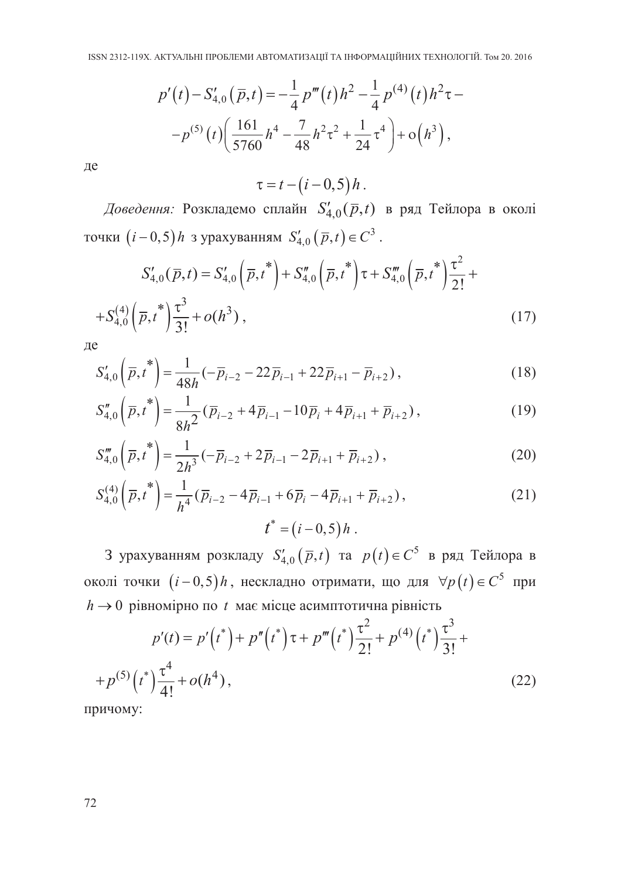$$p'(t) - S'_{4,0}(\bar{p},t) = -\frac{1}{4} p'''(t) h^2 - \frac{1}{4} p^{(4)}(t) h^2 \tau -$$

$$- p^{(5)}(t) \left( \frac{161}{5760} h^4 - \frac{7}{48} h^2 \tau^2 + \frac{1}{24} \tau^4 \right) + \mathrm{o}\left(h^3\right),$$

де

$$\tau = t - (i - 0{,}5) h .$$

*Доведення:* Розкладемо сплайн $S'_{4,0}(\bar{p},t)$ в ряд Тейлора в околі точки $(i-0{,}5)h$ з урахуванням $S'_{4,0}(\bar{p},t) \in C^3$.

$$S'_{4,0}(\bar{p},t) = S'_{4,0}\left(\bar{p},t^*\right) + S''_{4,0}\left(\bar{p},t^*\right)\tau + S'''_{4,0}\left(\bar{p},t^*\right)\frac{\tau^2}{2!} +$$

$$+ S^{(4)}_{4,0}\left(\bar{p},t^*\right)\frac{\tau^3}{3!} + o(h^3), \tag{17}$$

де

$$S'_{4,0}\left(\bar{p},t^*\right) = \frac{1}{48h}(-\bar{p}_{i-2} - 22\bar{p}_{i-1} + 22\bar{p}_{i+1} - \bar{p}_{i+2}), \tag{18}$$

$$S''_{4,0}\left(\bar{p},t^*\right) = \frac{1}{8h^2}(\bar{p}_{i-2} + 4\bar{p}_{i-1} - 10\bar{p}_i + 4\bar{p}_{i+1} + \bar{p}_{i+2}), \tag{19}$$

$$S'''_{4,0}\left(\bar{p},t^*\right) = \frac{1}{2h^3}(-\bar{p}_{i-2} + 2\bar{p}_{i-1} - 2\bar{p}_{i+1} + \bar{p}_{i+2}), \tag{20}$$

$$S^{(4)}_{4,0}\left(\bar{p},t^*\right) = \frac{1}{h^4}(\bar{p}_{i-2} - 4\bar{p}_{i-1} + 6\bar{p}_i - 4\bar{p}_{i+1} + \bar{p}_{i+2}), \tag{21}$$

$$t^* = (i - 0{,}5)h .$$

З урахуванням розкладу $S'_{4,0}(\bar{p},t)$ та $p(t) \in C^5$ в ряд Тейлора в околі точки $(i-0{,}5)h$, нескладно отримати, що для $\forall p(t) \in C^5$ при $h \to 0$ рівномірно по $t$ має місце асимптотична рівність

$$p'(t) = p'\left(t^*\right) + p''\left(t^*\right)\tau + p'''\left(t^*\right)\frac{\tau^2}{2!} + p^{(4)}\left(t^*\right)\frac{\tau^3}{3!} +$$

$$+ p^{(5)}\left(t^*\right)\frac{\tau^4}{4!} + o(h^4), \tag{22}$$

причому: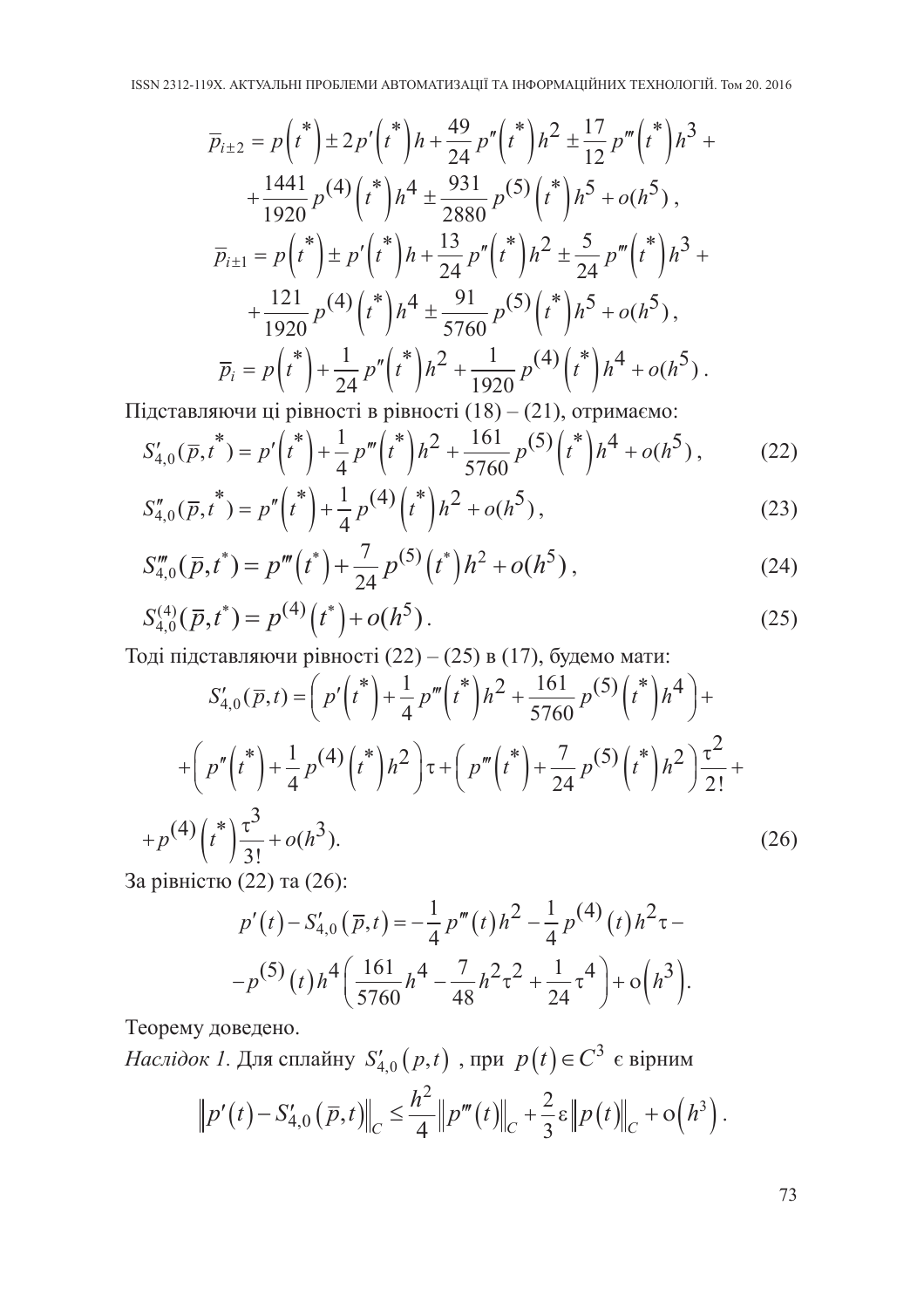$$\overline{p}_{i\pm 2} = p\left(t^{*}\right) \pm 2p'\left(t^{*}\right)h + \frac{49}{24}p''\left(t^{*}\right)h^{2} \pm \frac{17}{12}p'''\left(t^{*}\right)h^{3} +$$

$$+\frac{1441}{1920}p^{(4)}\left(t^{*}\right)h^{4} \pm \frac{931}{2880}p^{(5)}\left(t^{*}\right)h^{5} + o(h^{5}),$$

$$\overline{p}_{i\pm 1} = p\left(t^{*}\right) \pm p'\left(t^{*}\right)h + \frac{13}{24}p''\left(t^{*}\right)h^{2} \pm \frac{5}{24}p'''\left(t^{*}\right)h^{3} +$$

$$+\frac{121}{1920}p^{(4)}\left(t^{*}\right)h^{4} \pm \frac{91}{5760}p^{(5)}\left(t^{*}\right)h^{5} + o(h^{5}),$$

$$\overline{p}_{i} = p\left(t^{*}\right) + \frac{1}{24}p''\left(t^{*}\right)h^{2} + \frac{1}{1920}p^{(4)}\left(t^{*}\right)h^{4} + o(h^{5}).$$

Підставляючи ці рівності в рівності (18) – (21), отримаємо:

$$S'_{4,0}(\overline{p},t^{*}) = p'\left(t^{*}\right) + \frac{1}{4}p'''\left(t^{*}\right)h^{2} + \frac{161}{5760}p^{(5)}\left(t^{*}\right)h^{4} + o(h^{5}), \tag{22}$$

$$S''_{4,0}(\overline{p},t^{*}) = p''\left(t^{*}\right) + \frac{1}{4}p^{(4)}\left(t^{*}\right)h^{2} + o(h^{5}), \tag{23}$$

$$S'''_{4,0}(\overline{p},t^{*}) = p'''\left(t^{*}\right) + \frac{7}{24}p^{(5)}\left(t^{*}\right)h^{2} + o(h^{5}), \tag{24}$$

$$S^{(4)}_{4,0}(\overline{p},t^{*}) = p^{(4)}\left(t^{*}\right) + o(h^{5}). \tag{25}$$

Тоді підставляючи рівності (22) – (25) в (17), будемо мати:

$$S'_{4,0}(\overline{p},t) = \left(p'\left(t^{*}\right) + \frac{1}{4}p'''\left(t^{*}\right)h^{2} + \frac{161}{5760}p^{(5)}\left(t^{*}\right)h^{4}\right) +$$

$$+\left(p''\left(t^{*}\right) + \frac{1}{4}p^{(4)}\left(t^{*}\right)h^{2}\right)\tau + \left(p'''\left(t^{*}\right) + \frac{7}{24}p^{(5)}\left(t^{*}\right)h^{2}\right)\frac{\tau^{2}}{2!} +$$

$$+p^{(4)}\left(t^{*}\right)\frac{\tau^{3}}{3!} + o(h^{3}). \tag{26}$$

За рівністю (22) та (26):

$$p'(t) - S'_{4,0}\left(\overline{p},t\right) = -\frac{1}{4}p'''(t)h^{2} - \frac{1}{4}p^{(4)}(t)h^{2}\tau -$$

$$-p^{(5)}(t)h^{4}\left(\frac{161}{5760}h^{4} - \frac{7}{48}h^{2}\tau^{2} + \frac{1}{24}\tau^{4}\right) + o\left(h^{3}\right).$$

Теорему доведено.

*Наслідок 1.* Для сплайну $S'_{4,0}\left(p,t\right)$ , при $p(t) \in C^{3}$ є вірним

$$\left\|p'(t) - S'_{4,0}\left(\overline{p},t\right)\right\|_{C} \leq \frac{h^{2}}{4}\left\|p'''(t)\right\|_{C} + \frac{2}{3}\varepsilon\left\|p(t)\right\|_{C} + o\left(h^{3}\right).$$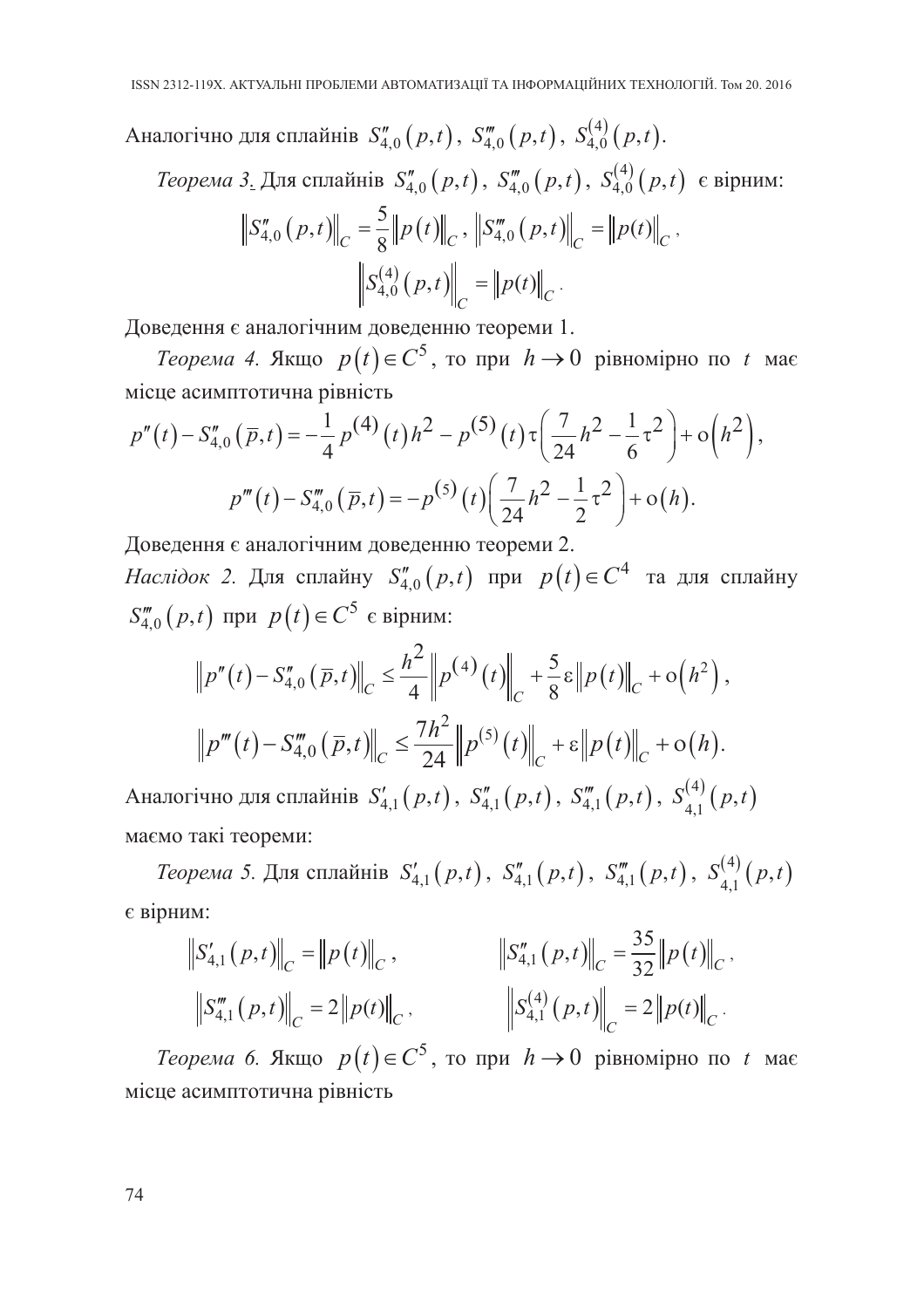Аналогічно для сплайнів $S''_{4,0}(p,t)$, $S'''_{4,0}(p,t)$, $S^{(4)}_{4,0}(p,t)$.

*Теорема 3.* Для сплайнів $S''_{4,0}(p,t)$, $S'''_{4,0}(p,t)$, $S^{(4)}_{4,0}(p,t)$ є вірним:

$$\left\|S''_{4,0}(p,t)\right\|_C = \frac{5}{8}\left\|p(t)\right\|_C, \ \left\|S'''_{4,0}(p,t)\right\|_C = \left\|p(t)\right\|_C,$$

$$\left\|S^{(4)}_{4,0}(p,t)\right\|_C = \left\|p(t)\right\|_C.$$

Доведення є аналогічним доведенню теореми 1.

*Теорема 4.* Якщо $p(t) \in C^5$, то при $h \to 0$ рівномірно по $t$ має місце асимптотична рівність

$$p''(t) - S''_{4,0}(\overline{p},t) = -\frac{1}{4}p^{(4)}(t)h^2 - p^{(5)}(t)\tau\left(\frac{7}{24}h^2 - \frac{1}{6}\tau^2\right) + o\left(h^2\right),$$

$$p'''(t) - S'''_{4,0}(\overline{p},t) = -p^{(5)}(t)\left(\frac{7}{24}h^2 - \frac{1}{2}\tau^2\right) + o(h).$$

Доведення є аналогічним доведенню теореми 2.

*Наслідок 2.* Для сплайну $S''_{4,0}(p,t)$ при $p(t) \in C^4$ та для сплайну $S'''_{4,0}(p,t)$ при $p(t) \in C^5$ є вірним:

$$\left\|p''(t) - S''_{4,0}(\overline{p},t)\right\|_C \le \frac{h^2}{4}\left\|p^{(4)}(t)\right\|_C + \frac{5}{8}\varepsilon\left\|p(t)\right\|_C + o\left(h^2\right),$$

$$\left\|p'''(t) - S'''_{4,0}(\overline{p},t)\right\|_C \le \frac{7h^2}{24}\left\|p^{(5)}(t)\right\|_C + \varepsilon\left\|p(t)\right\|_C + o(h).$$

Аналогічно для сплайнів $S'_{4,1}(p,t)$, $S''_{4,1}(p,t)$, $S'''_{4,1}(p,t)$, $S^{(4)}_{4,1}(p,t)$ маємо такі теореми:

*Теорема 5.* Для сплайнів $S'_{4,1}(p,t)$, $S''_{4,1}(p,t)$, $S'''_{4,1}(p,t)$, $S^{(4)}_{4,1}(p,t)$ є вірним:

$$\left\|S'_{4,1}(p,t)\right\|_C = \left\|p(t)\right\|_C, \qquad \left\|S''_{4,1}(p,t)\right\|_C = \frac{35}{32}\left\|p(t)\right\|_C,$$

$$\left\|S'''_{4,1}(p,t)\right\|_C = 2\left\|p(t)\right\|_C, \qquad \left\|S^{(4)}_{4,1}(p,t)\right\|_C = 2\left\|p(t)\right\|_C.$$

*Теорема 6.* Якщо $p(t) \in C^5$, то при $h \to 0$ рівномірно по $t$ має місце асимптотична рівність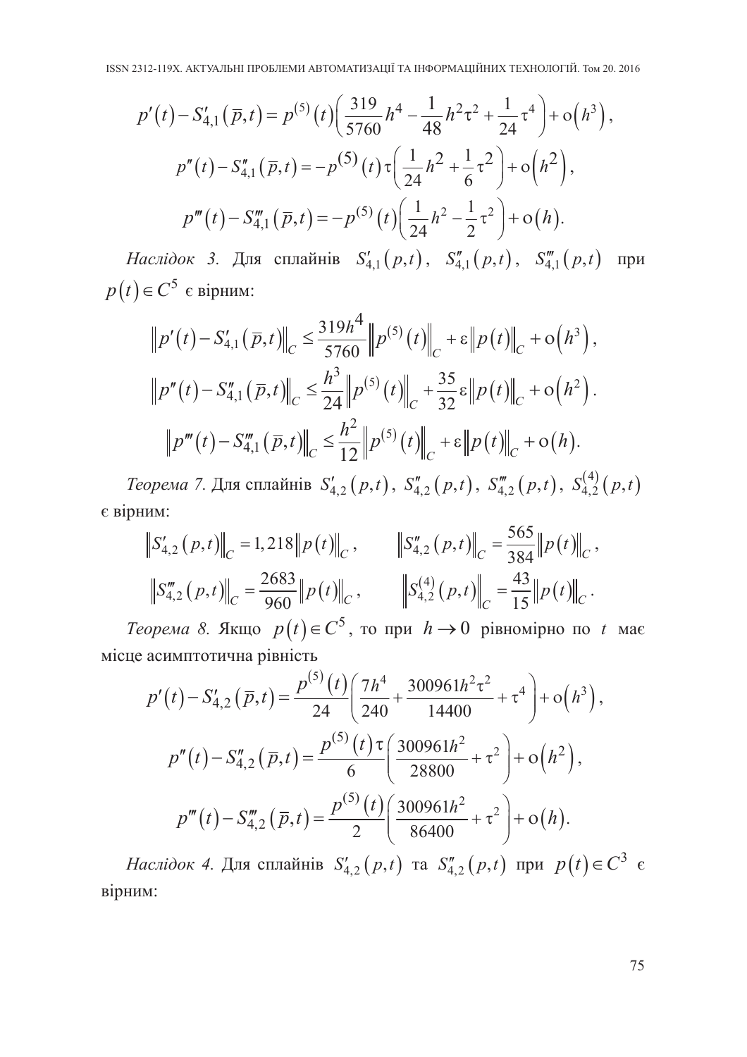$$p'(t) - S'_{4,1}(\bar{p}, t) = p^{(5)}(t)\left(\frac{319}{5760}h^4 - \frac{1}{48}h^2\tau^2 + \frac{1}{24}\tau^4\right) + o\left(h^3\right),$$

$$p''(t) - S''_{4,1}(\bar{p}, t) = -p^{(5)}(t)\,\tau\left(\frac{1}{24}h^2 + \frac{1}{6}\tau^2\right) + o\left(h^2\right),$$

$$p'''(t) - S'''_{4,1}(\bar{p}, t) = -p^{(5)}(t)\left(\frac{1}{24}h^2 - \frac{1}{2}\tau^2\right) + o(h).$$

*Наслідок 3.* Для сплайнів $S'_{4,1}(p,t)$, $S''_{4,1}(p,t)$, $S'''_{4,1}(p,t)$ при $p(t) \in C^5$ є вірним:

$$\left\|p'(t) - S'_{4,1}(\bar{p}, t)\right\|_C \le \frac{319h^4}{5760}\left\|p^{(5)}(t)\right\|_C + \varepsilon\left\|p(t)\right\|_C + o\left(h^3\right),$$

$$\left\|p''(t) - S''_{4,1}(\bar{p}, t)\right\|_C \le \frac{h^3}{24}\left\|p^{(5)}(t)\right\|_C + \frac{35}{32}\varepsilon\left\|p(t)\right\|_C + o\left(h^2\right).$$

$$\left\|p'''(t) - S'''_{4,1}(\bar{p}, t)\right\|_C \le \frac{h^2}{12}\left\|p^{(5)}(t)\right\|_C + \varepsilon\left\|p(t)\right\|_C + o(h).$$

*Теорема 7.* Для сплайнів $S'_{4,2}(p,t)$, $S''_{4,2}(p,t)$, $S'''_{4,2}(p,t)$, $S^{(4)}_{4,2}(p,t)$ є вірним:

$$\left\|S'_{4,2}(p,t)\right\|_C = 1{,}218\left\|p(t)\right\|_C, \qquad \left\|S''_{4,2}(p,t)\right\|_C = \frac{565}{384}\left\|p(t)\right\|_C,$$

$$\left\|S'''_{4,2}(p,t)\right\|_C = \frac{2683}{960}\left\|p(t)\right\|_C, \qquad \left\|S^{(4)}_{4,2}(p,t)\right\|_C = \frac{43}{15}\left\|p(t)\right\|_C.$$

*Теорема 8.* Якщо $p(t) \in C^5$, то при $h \to 0$ рівномірно по $t$ має місце асимптотична рівність

$$p'(t) - S'_{4,2}(\bar{p}, t) = \frac{p^{(5)}(t)}{24}\left(\frac{7h^4}{240} + \frac{300961h^2\tau^2}{14400} + \tau^4\right) + o\left(h^3\right),$$

$$p''(t) - S''_{4,2}(\bar{p}, t) = \frac{p^{(5)}(t)\,\tau}{6}\left(\frac{300961h^2}{28800} + \tau^2\right) + o\left(h^2\right),$$

$$p'''(t) - S'''_{4,2}(\bar{p}, t) = \frac{p^{(5)}(t)}{2}\left(\frac{300961h^2}{86400} + \tau^2\right) + o(h).$$

*Наслідок 4.* Для сплайнів $S'_{4,2}(p,t)$ та $S''_{4,2}(p,t)$ при $p(t) \in C^3$ є вірним: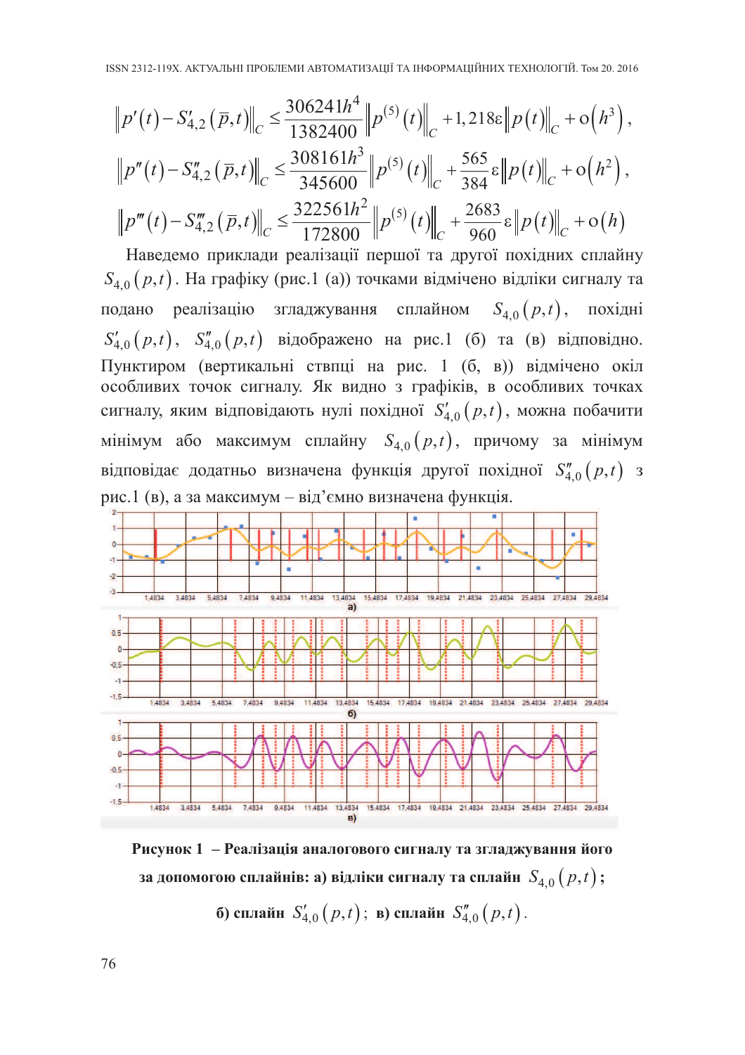$$\left\| p'(t) - S'_{4,2}(\bar{p},t) \right\|_C \le \frac{306241h^4}{1382400} \left\| p^{(5)}(t) \right\|_C + 1{,}218\varepsilon \left\| p(t) \right\|_C + \mathrm{o}\left(h^3\right),$$

$$\left\| p''(t) - S''_{4,2}(\bar{p},t) \right\|_C \le \frac{308161h^3}{345600} \left\| p^{(5)}(t) \right\|_C + \frac{565}{384}\varepsilon \left\| p(t) \right\|_C + \mathrm{o}\left(h^2\right),$$

$$\left\| p'''(t) - S'''_{4,2}(\bar{p},t) \right\|_C \le \frac{322561h^2}{172800} \left\| p^{(5)}(t) \right\|_C + \frac{2683}{960}\varepsilon \left\| p(t) \right\|_C + \mathrm{o}(h)$$

Наведемо приклади реалізації першої та другої похідних сплайну $S_{4,0}(p,t)$. На графіку (рис.1 (а)) точками відмічено відліки сигналу та подано реалізацію згладжування сплайном $S_{4,0}(p,t)$, похідні $S'_{4,0}(p,t)$, $S''_{4,0}(p,t)$ відображено на рис.1 (б) та (в) відповідно. Пунктиром (вертикальні ствпці на рис. 1 (б, в)) відмічено окіл особливих точок сигналу. Як видно з графіків, в особливих точках сигналу, яким відповідають нулі похідної $S'_{4,0}(p,t)$, можна побачити мінімум або максимум сплайну $S_{4,0}(p,t)$, причому за мінімум відповідає додатньо визначена функція другої похідної $S''_{4,0}(p,t)$ з рис.1 (в), а за максимум – від'ємно визначена функція.

**Рисунок 1 – Реалізація аналогового сигналу та згладжування його за допомогою сплайнів: а) відліки сигналу та сплайн $S_{4,0}(p,t)$; б) сплайн $S'_{4,0}(p,t)$; в) сплайн $S''_{4,0}(p,t)$.**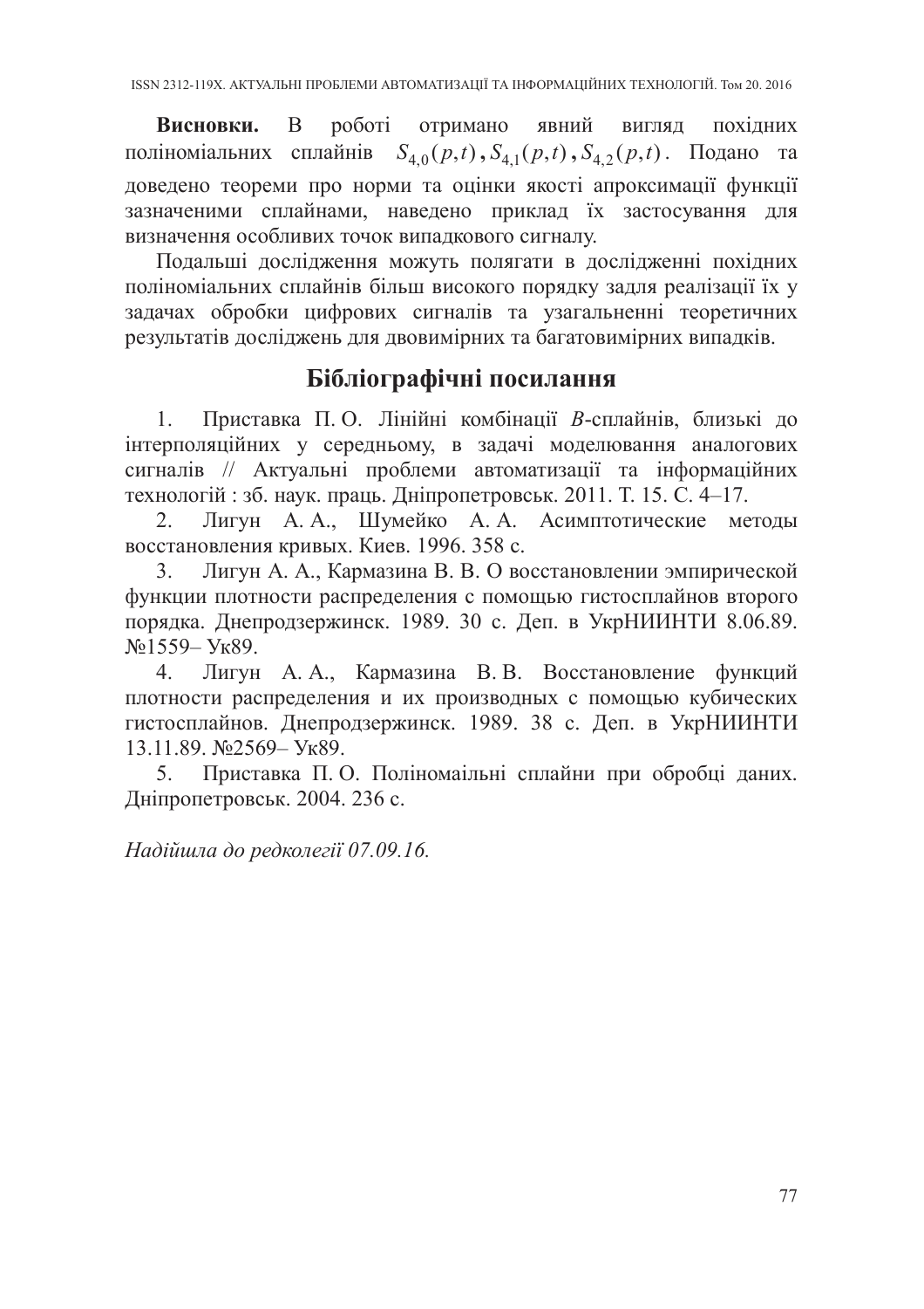**Висновки.** В роботі отримано явний вигляд похідних поліноміальних сплайнів $S_{4,0}(p,t)$, $S_{4,1}(p,t)$, $S_{4,2}(p,t)$. Подано та доведено теореми про норми та оцінки якості апроксимації функції зазначеними сплайнами, наведено приклад їх застосування для визначення особливих точок випадкового сигналу.

Подальші дослідження можуть полягати в дослідженні похідних поліноміальних сплайнів більш високого порядку задля реалізації їх у задачах обробки цифрових сигналів та узагальненні теоретичних результатів досліджень для двовимірних та багатовимірних випадків.

## Бібліографічні посилання

1. Приставка П. О. Лінійні комбінації *B*-сплайнів, близькі до інтерполяційних у середньому, в задачі моделювання аналогових сигналів // Актуальні проблеми автоматизації та інформаційних технологій : зб. наук. праць. Дніпропетровськ. 2011. Т. 15. С. 4–17.
2. Лигун А. А., Шумейко А. А. Асимптотические методы восстановления кривых. Киев. 1996. 358 с.
3. Лигун А. А., Кармазина В. В. О восстановлении эмпирической функции плотности распределения с помощью гистосплайнов второго порядка. Днепродзержинск. 1989. 30 с. Деп. в УкрНИИНТИ 8.06.89. №1559– Ук89.
4. Лигун А. А., Кармазина В. В. Восстановление функций плотности распределения и их производных с помощью кубических гистосплайнов. Днепродзержинск. 1989. 38 с. Деп. в УкрНИИНТИ 13.11.89. №2569– Ук89.
5. Приставка П. О. Поліномаільні сплайни при обробці даних. Дніпропетровськ. 2004. 236 с.

*Надійшла до редколегії 07.09.16.*